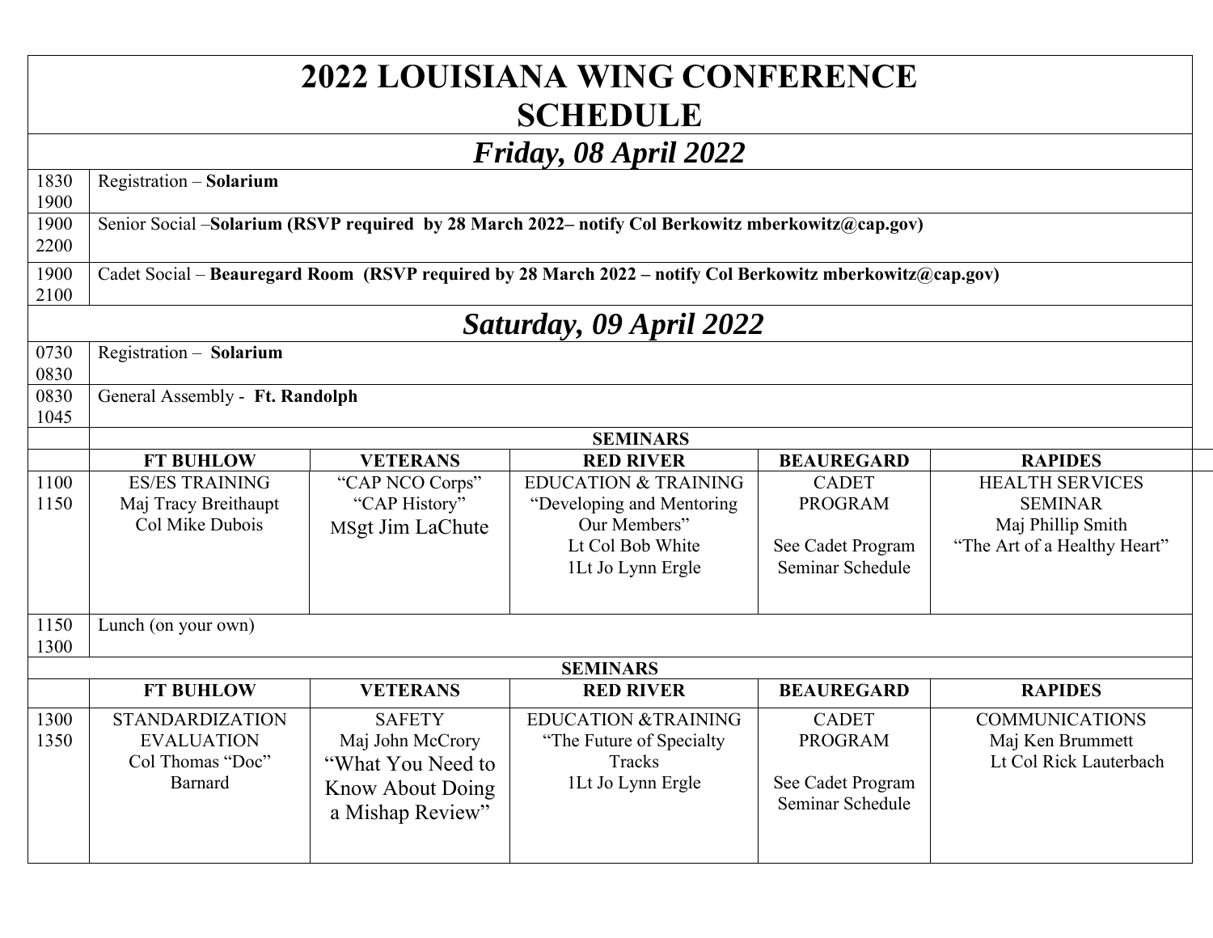# 2022 LOUISIANA WING CONFERENCE SCHEDULE

## *Friday, 08 April 2022*

| Time | Event |
|---|---|
| 1830 1900 | Registration – **Solarium** |
| 1900 2200 | Senior Social –**Solarium (RSVP required by 28 March 2022– notify Col Berkowitz mberkowitz@cap.gov)** |
| 1900 2100 | Cadet Social – **Beauregard Room (RSVP required by 28 March 2022 – notify Col Berkowitz mberkowitz@cap.gov)** |

## *Saturday, 09 April 2022*

| Time | Event |
|---|---|
| 0730 0830 | Registration – **Solarium** |
| 0830 1045 | General Assembly - **Ft. Randolph** |

**SEMINARS**

| | FT BUHLOW | VETERANS | RED RIVER | BEAUREGARD | RAPIDES |
|---|---|---|---|---|---|
| 1100 1150 | ES/ES TRAINING Maj Tracy Breithaupt Col Mike Dubois | "CAP NCO Corps" "CAP History" MSgt Jim LaChute | EDUCATION & TRAINING "Developing and Mentoring Our Members" Lt Col Bob White 1Lt Jo Lynn Ergle | CADET PROGRAM See Cadet Program Seminar Schedule | HEALTH SERVICES SEMINAR Maj Phillip Smith "The Art of a Healthy Heart" |

| Time | Event |
|---|---|
| 1150 1300 | Lunch (on your own) |

**SEMINARS**

| | FT BUHLOW | VETERANS | RED RIVER | BEAUREGARD | RAPIDES |
|---|---|---|---|---|---|
| 1300 1350 | STANDARDIZATION EVALUATION Col Thomas "Doc" Barnard | SAFETY Maj John McCrory "What You Need to Know About Doing a Mishap Review" | EDUCATION &TRAINING "The Future of Specialty Tracks 1Lt Jo Lynn Ergle | CADET PROGRAM See Cadet Program Seminar Schedule | COMMUNICATIONS Maj Ken Brummett Lt Col Rick Lauterbach |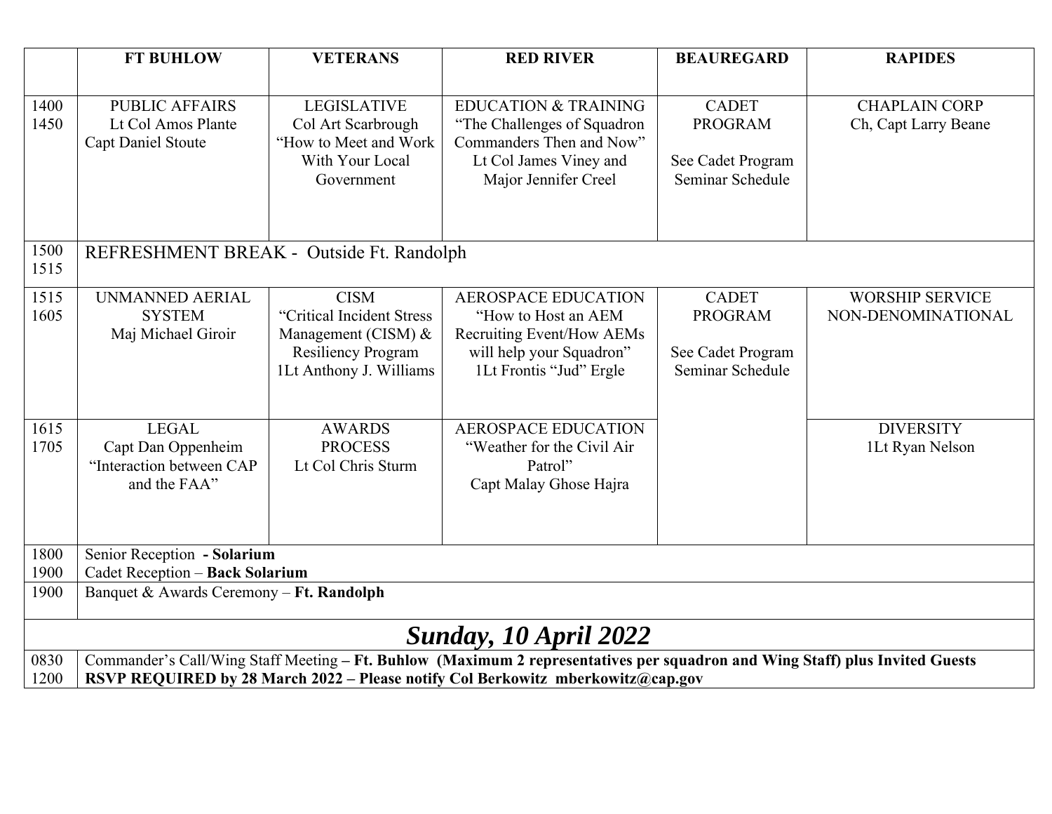| | FT BUHLOW | VETERANS | RED RIVER | BEAUREGARD | RAPIDES |
|---|---|---|---|---|---|
| 1400<br>1450 | PUBLIC AFFAIRS<br>Lt Col Amos Plante<br>Capt Daniel Stoute | LEGISLATIVE<br>Col Art Scarbrough<br>"How to Meet and Work With Your Local Government | EDUCATION & TRAINING<br>"The Challenges of Squadron Commanders Then and Now"<br>Lt Col James Viney and Major Jennifer Creel | CADET PROGRAM<br><br>See Cadet Program Seminar Schedule | CHAPLAIN CORP<br>Ch, Capt Larry Beane |
| 1500<br>1515 | REFRESHMENT BREAK - Outside Ft. Randolph | | | | |
| 1515<br>1605 | UNMANNED AERIAL SYSTEM<br>Maj Michael Giroir | CISM<br>"Critical Incident Stress Management (CISM) & Resiliency Program<br>1Lt Anthony J. Williams | AEROSPACE EDUCATION<br>"How to Host an AEM Recruiting Event/How AEMs will help your Squadron"<br>1Lt Frontis "Jud" Ergle | CADET PROGRAM<br><br>See Cadet Program Seminar Schedule | WORSHIP SERVICE NON-DENOMINATIONAL |
| 1615<br>1705 | LEGAL<br>Capt Dan Oppenheim<br>"Interaction between CAP and the FAA" | AWARDS PROCESS<br>Lt Col Chris Sturm | AEROSPACE EDUCATION<br>"Weather for the Civil Air Patrol"<br>Capt Malay Ghose Hajra | | DIVERSITY<br>1Lt Ryan Nelson |
| 1800<br>1900 | Senior Reception - **Solarium**<br>Cadet Reception – **Back Solarium** | | | | |
| 1900 | Banquet & Awards Ceremony – **Ft. Randolph** | | | | |

## *Sunday, 10 April 2022*

| | |
|---|---|
| 0830<br>1200 | Commander's Call/Wing Staff Meeting **– Ft. Buhlow (Maximum 2 representatives per squadron and Wing Staff) plus Invited Guests**<br>**RSVP REQUIRED by 28 March 2022 – Please notify Col Berkowitz mberkowitz@cap.gov** |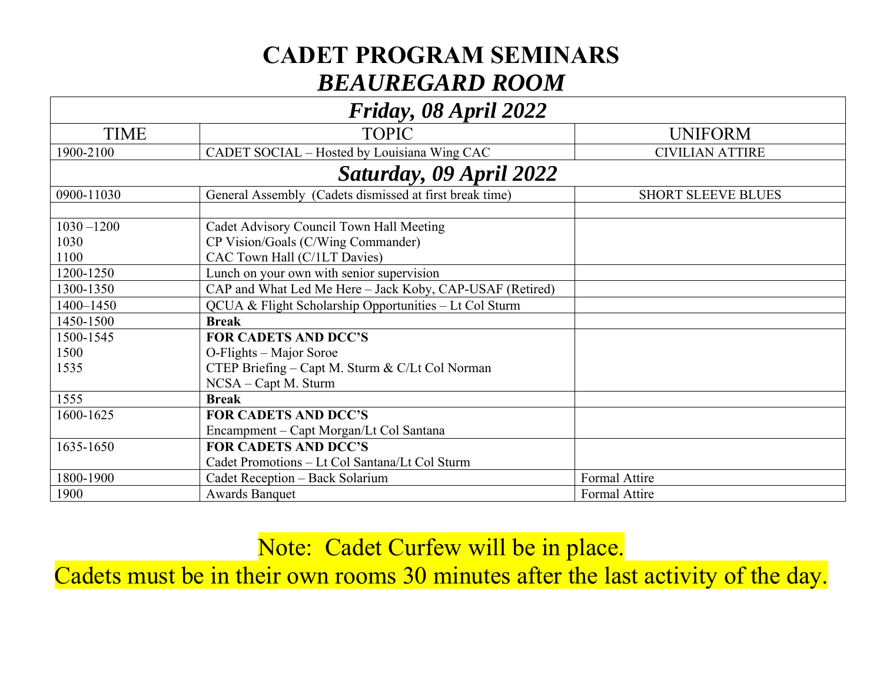# CADET PROGRAM SEMINARS

## *BEAUREGARD ROOM*

| *Friday, 08 April 2022* | | |
|---|---|---|
| TIME | TOPIC | UNIFORM |
| 1900-2100 | CADET SOCIAL – Hosted by Louisiana Wing CAC | CIVILIAN ATTIRE |
| ***Saturday, 09 April 2022*** | | |
| 0900-11030 | General Assembly (Cadets dismissed at first break time) | SHORT SLEEVE BLUES |
| | | |
| 1030 –1200<br>1030<br>1100 | Cadet Advisory Council Town Hall Meeting<br>CP Vision/Goals (C/Wing Commander)<br>CAC Town Hall (C/1LT Davies) | |
| 1200-1250 | Lunch on your own with senior supervision | |
| 1300-1350 | CAP and What Led Me Here – Jack Koby, CAP-USAF (Retired) | |
| 1400–1450 | QCUA & Flight Scholarship Opportunities – Lt Col Sturm | |
| 1450-1500 | **Break** | |
| 1500-1545<br>1500<br>1535 | **FOR CADETS AND DCC'S**<br>O-Flights – Major Soroe<br>CTEP Briefing – Capt M. Sturm & C/Lt Col Norman<br>NCSA – Capt M. Sturm | |
| 1555 | **Break** | |
| 1600-1625 | **FOR CADETS AND DCC'S**<br>Encampment – Capt Morgan/Lt Col Santana | |
| 1635-1650 | **FOR CADETS AND DCC'S**<br>Cadet Promotions – Lt Col Santana/Lt Col Sturm | |
| 1800-1900 | Cadet Reception – Back Solarium | Formal Attire |
| 1900 | Awards Banquet | Formal Attire |

Note: Cadet Curfew will be in place.

Cadets must be in their own rooms 30 minutes after the last activity of the day.